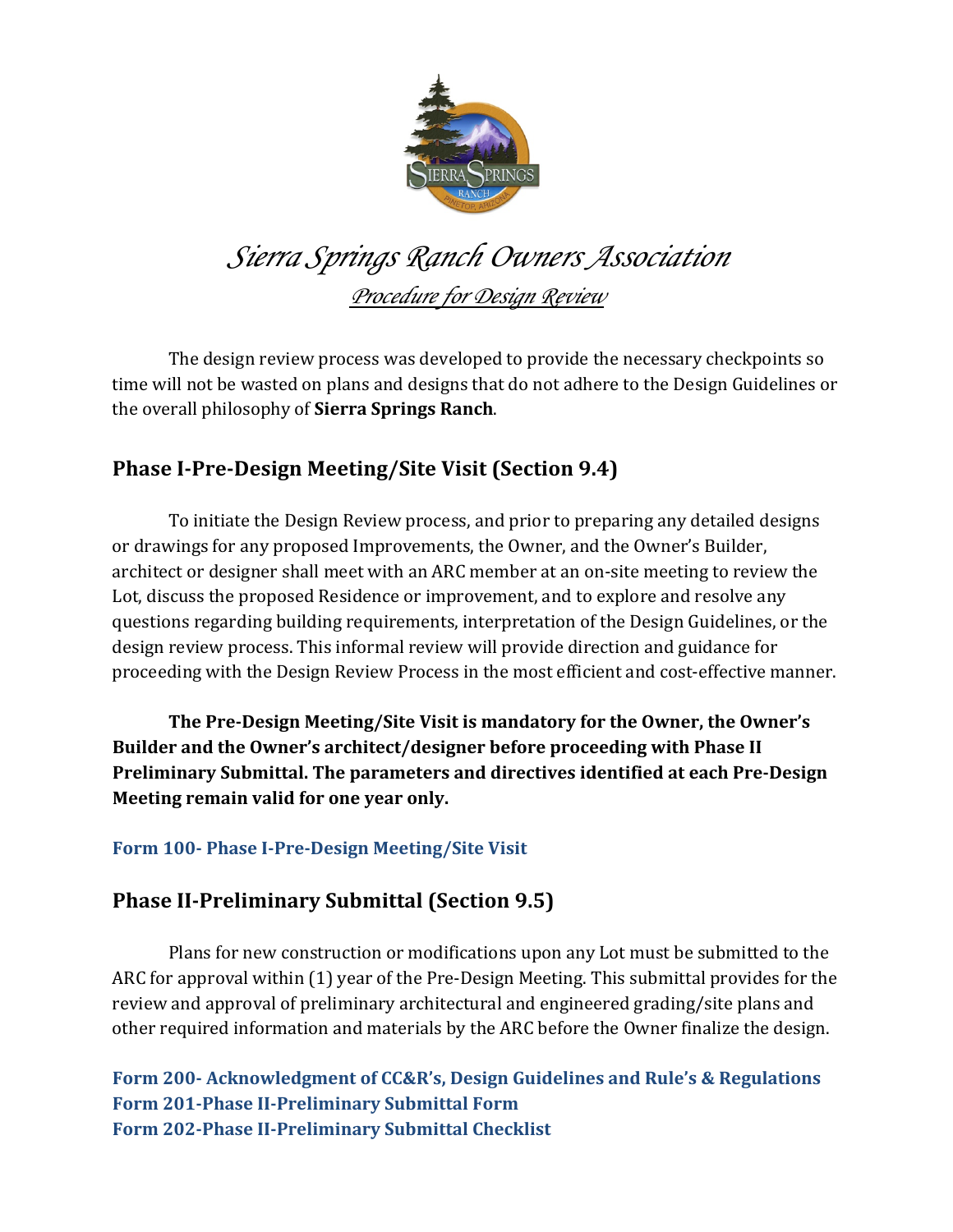# *Sierra Springs Ranch Owners Association*

## *Procedure for Design Review*

The design review process was developed to provide the necessary checkpoints so time will not be wasted on plans and designs that do not adhere to the Design Guidelines or the overall philosophy of **Sierra Springs Ranch**.

## Phase I-Pre-Design Meeting/Site Visit (Section 9.4)

To initiate the Design Review process, and prior to preparing any detailed designs or drawings for any proposed Improvements, the Owner, and the Owner's Builder, architect or designer shall meet with an ARC member at an on-site meeting to review the Lot, discuss the proposed Residence or improvement, and to explore and resolve any questions regarding building requirements, interpretation of the Design Guidelines, or the design review process. This informal review will provide direction and guidance for proceeding with the Design Review Process in the most efficient and cost-effective manner.

**The Pre-Design Meeting/Site Visit is mandatory for the Owner, the Owner's Builder and the Owner's architect/designer before proceeding with Phase II Preliminary Submittal. The parameters and directives identified at each Pre-Design Meeting remain valid for one year only.**

**Form 100- Phase I-Pre-Design Meeting/Site Visit**

## Phase II-Preliminary Submittal (Section 9.5)

Plans for new construction or modifications upon any Lot must be submitted to the ARC for approval within (1) year of the Pre-Design Meeting. This submittal provides for the review and approval of preliminary architectural and engineered grading/site plans and other required information and materials by the ARC before the Owner finalize the design.

**Form 200- Acknowledgment of CC&R's, Design Guidelines and Rule's & Regulations**
**Form 201-Phase II-Preliminary Submittal Form**
**Form 202-Phase II-Preliminary Submittal Checklist**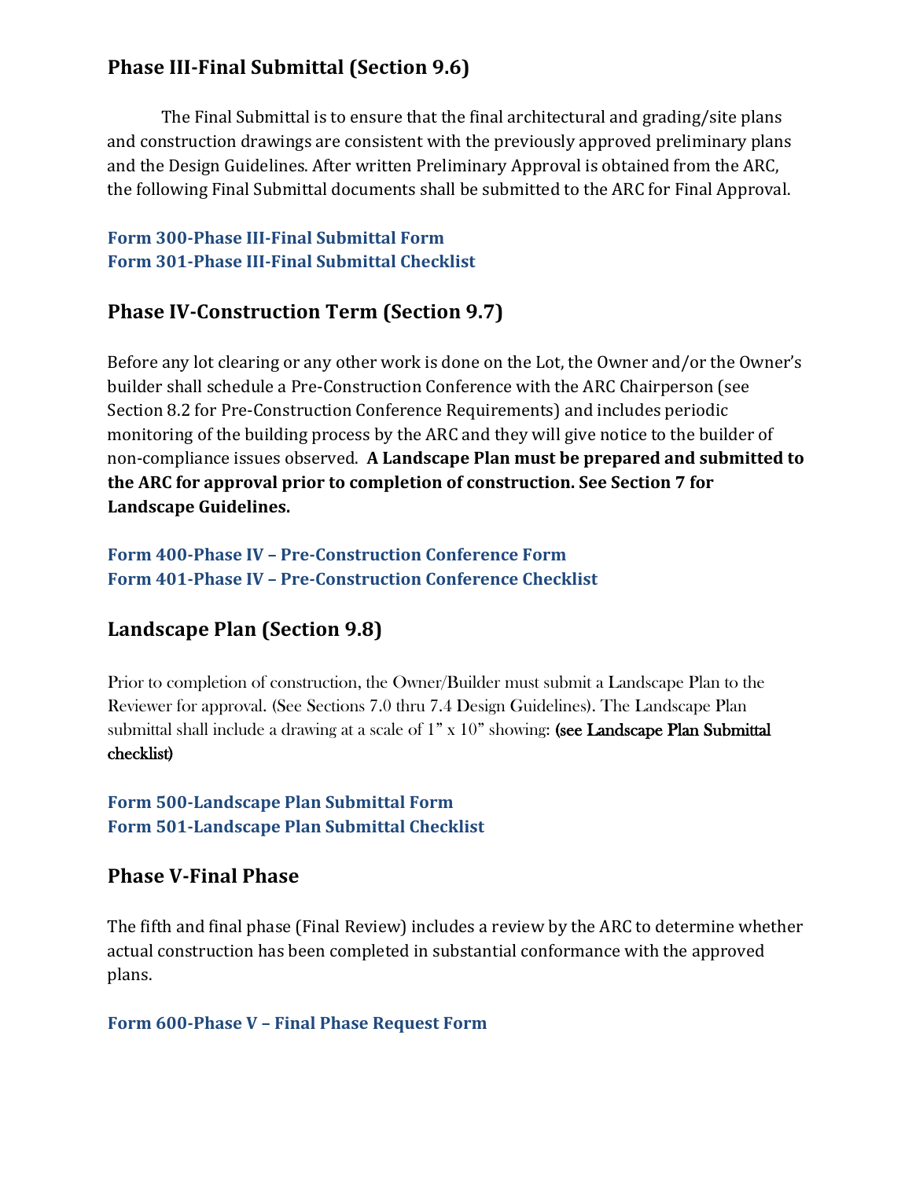## Phase III-Final Submittal (Section 9.6)

The Final Submittal is to ensure that the final architectural and grading/site plans and construction drawings are consistent with the previously approved preliminary plans and the Design Guidelines. After written Preliminary Approval is obtained from the ARC, the following Final Submittal documents shall be submitted to the ARC for Final Approval.

**Form 300-Phase III-Final Submittal Form**
**Form 301-Phase III-Final Submittal Checklist**

## Phase IV-Construction Term (Section 9.7)

Before any lot clearing or any other work is done on the Lot, the Owner and/or the Owner's builder shall schedule a Pre-Construction Conference with the ARC Chairperson (see Section 8.2 for Pre-Construction Conference Requirements) and includes periodic monitoring of the building process by the ARC and they will give notice to the builder of non-compliance issues observed. **A Landscape Plan must be prepared and submitted to the ARC for approval prior to completion of construction. See Section 7 for Landscape Guidelines.**

**Form 400-Phase IV – Pre-Construction Conference Form**
**Form 401-Phase IV – Pre-Construction Conference Checklist**

## Landscape Plan (Section 9.8)

Prior to completion of construction, the Owner/Builder must submit a Landscape Plan to the Reviewer for approval. (See Sections 7.0 thru 7.4 Design Guidelines). The Landscape Plan submittal shall include a drawing at a scale of 1" x 10" showing: **(see Landscape Plan Submittal checklist)**

**Form 500-Landscape Plan Submittal Form**
**Form 501-Landscape Plan Submittal Checklist**

## Phase V-Final Phase

The fifth and final phase (Final Review) includes a review by the ARC to determine whether actual construction has been completed in substantial conformance with the approved plans.

**Form 600-Phase V – Final Phase Request Form**